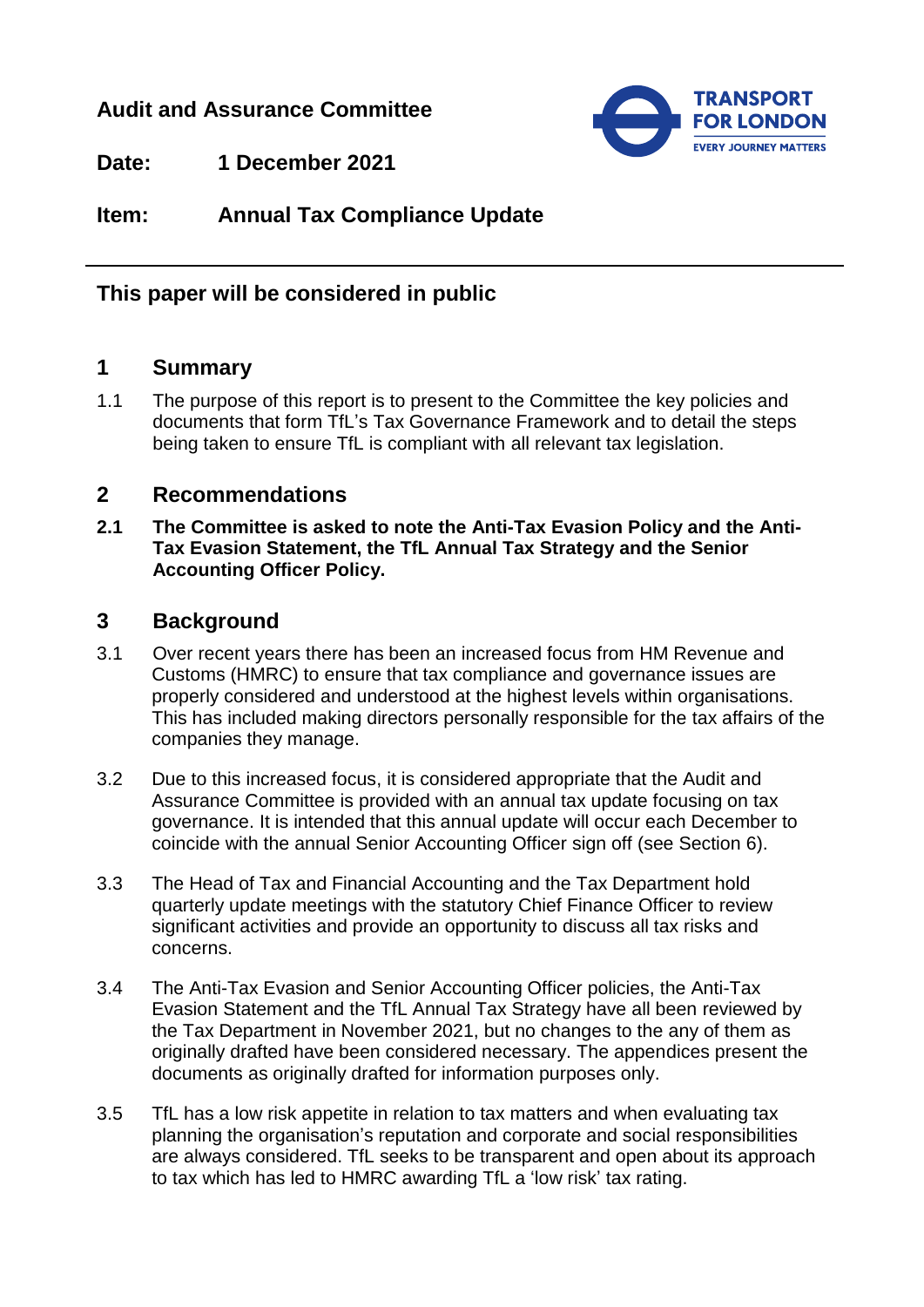**Audit and Assurance Committee**

**Date:** 1 December 2021

**Item:** Annual Tax Compliance Update

---

## This paper will be considered in public

## 1 Summary

1.1 The purpose of this report is to present to the Committee the key policies and documents that form TfL's Tax Governance Framework and to detail the steps being taken to ensure TfL is compliant with all relevant tax legislation.

## 2 Recommendations

**2.1 The Committee is asked to note the Anti-Tax Evasion Policy and the Anti-Tax Evasion Statement, the TfL Annual Tax Strategy and the Senior Accounting Officer Policy.**

## 3 Background

3.1 Over recent years there has been an increased focus from HM Revenue and Customs (HMRC) to ensure that tax compliance and governance issues are properly considered and understood at the highest levels within organisations. This has included making directors personally responsible for the tax affairs of the companies they manage.

3.2 Due to this increased focus, it is considered appropriate that the Audit and Assurance Committee is provided with an annual tax update focusing on tax governance. It is intended that this annual update will occur each December to coincide with the annual Senior Accounting Officer sign off (see Section 6).

3.3 The Head of Tax and Financial Accounting and the Tax Department hold quarterly update meetings with the statutory Chief Finance Officer to review significant activities and provide an opportunity to discuss all tax risks and concerns.

3.4 The Anti-Tax Evasion and Senior Accounting Officer policies, the Anti-Tax Evasion Statement and the TfL Annual Tax Strategy have all been reviewed by the Tax Department in November 2021, but no changes to the any of them as originally drafted have been considered necessary. The appendices present the documents as originally drafted for information purposes only.

3.5 TfL has a low risk appetite in relation to tax matters and when evaluating tax planning the organisation's reputation and corporate and social responsibilities are always considered. TfL seeks to be transparent and open about its approach to tax which has led to HMRC awarding TfL a 'low risk' tax rating.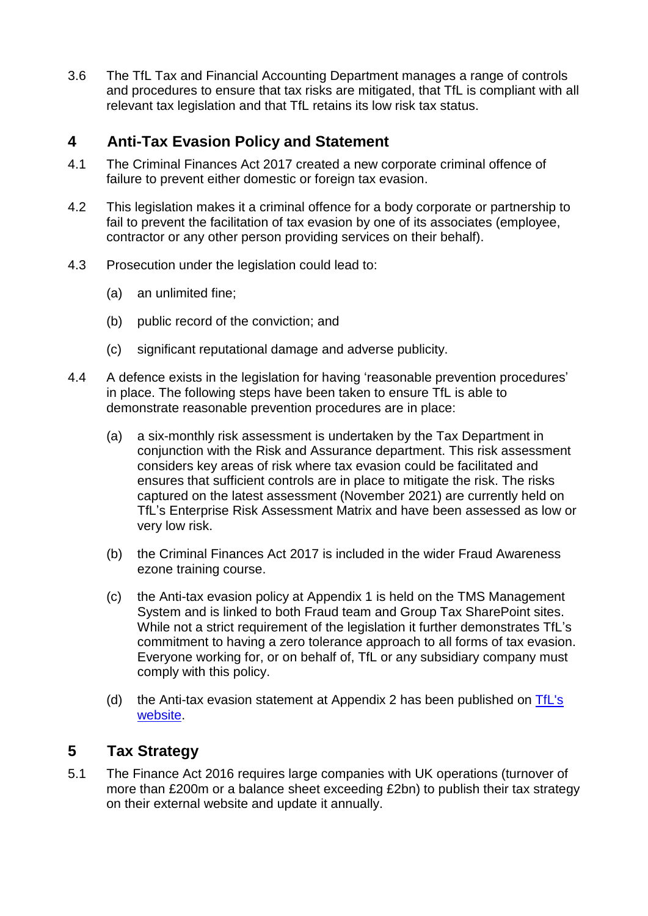3.6 The TfL Tax and Financial Accounting Department manages a range of controls and procedures to ensure that tax risks are mitigated, that TfL is compliant with all relevant tax legislation and that TfL retains its low risk tax status.

## 4 Anti-Tax Evasion Policy and Statement

4.1 The Criminal Finances Act 2017 created a new corporate criminal offence of failure to prevent either domestic or foreign tax evasion.

4.2 This legislation makes it a criminal offence for a body corporate or partnership to fail to prevent the facilitation of tax evasion by one of its associates (employee, contractor or any other person providing services on their behalf).

4.3 Prosecution under the legislation could lead to:

(a) an unlimited fine;

(b) public record of the conviction; and

(c) significant reputational damage and adverse publicity.

4.4 A defence exists in the legislation for having 'reasonable prevention procedures' in place. The following steps have been taken to ensure TfL is able to demonstrate reasonable prevention procedures are in place:

(a) a six-monthly risk assessment is undertaken by the Tax Department in conjunction with the Risk and Assurance department. This risk assessment considers key areas of risk where tax evasion could be facilitated and ensures that sufficient controls are in place to mitigate the risk. The risks captured on the latest assessment (November 2021) are currently held on TfL's Enterprise Risk Assessment Matrix and have been assessed as low or very low risk.

(b) the Criminal Finances Act 2017 is included in the wider Fraud Awareness ezone training course.

(c) the Anti-tax evasion policy at Appendix 1 is held on the TMS Management System and is linked to both Fraud team and Group Tax SharePoint sites. While not a strict requirement of the legislation it further demonstrates TfL's commitment to having a zero tolerance approach to all forms of tax evasion. Everyone working for, or on behalf of, TfL or any subsidiary company must comply with this policy.

(d) the Anti-tax evasion statement at Appendix 2 has been published on TfL's website.

## 5 Tax Strategy

5.1 The Finance Act 2016 requires large companies with UK operations (turnover of more than £200m or a balance sheet exceeding £2bn) to publish their tax strategy on their external website and update it annually.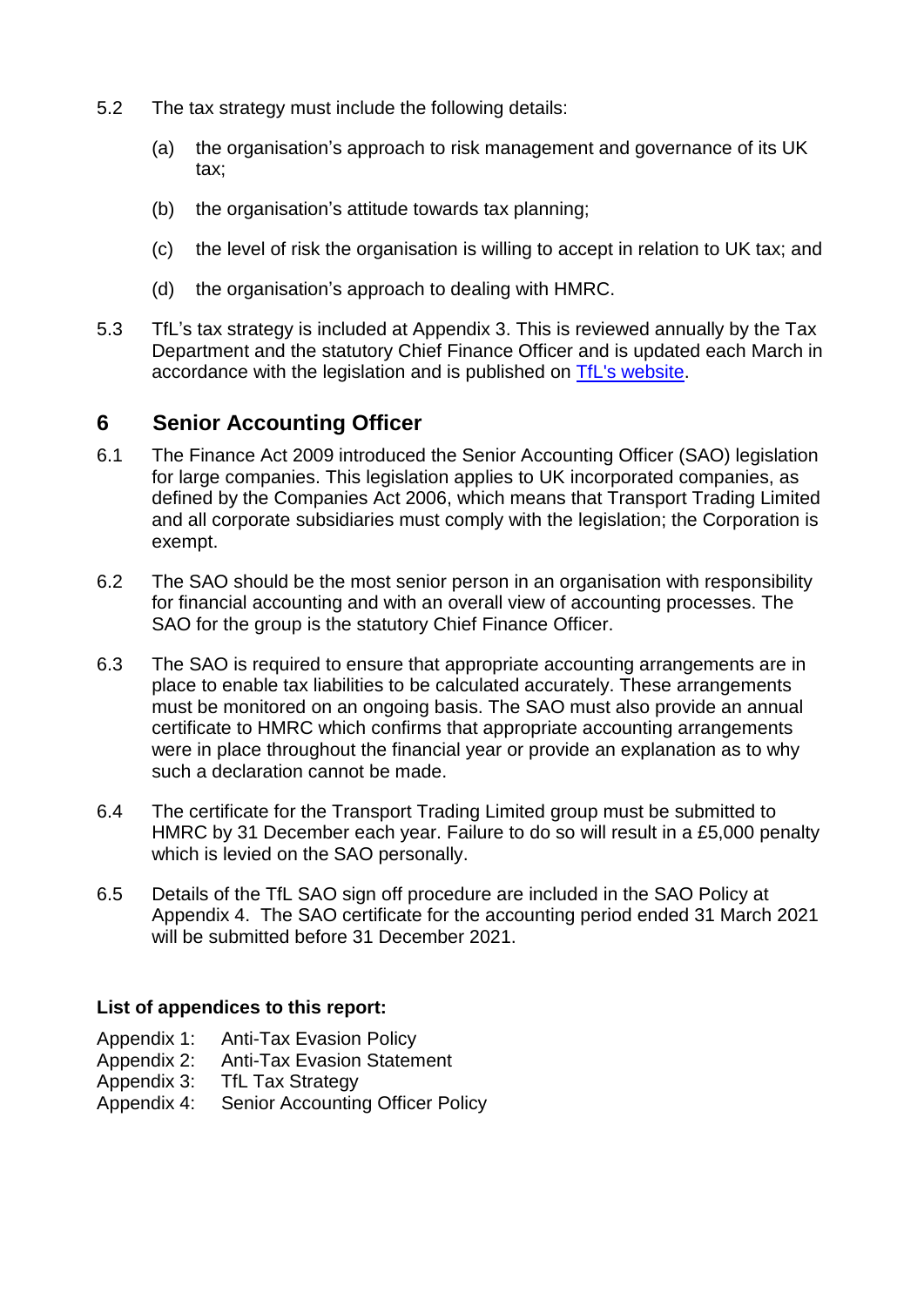5.2 The tax strategy must include the following details:

(a) the organisation's approach to risk management and governance of its UK tax;

(b) the organisation's attitude towards tax planning;

(c) the level of risk the organisation is willing to accept in relation to UK tax; and

(d) the organisation's approach to dealing with HMRC.

5.3 TfL's tax strategy is included at Appendix 3. This is reviewed annually by the Tax Department and the statutory Chief Finance Officer and is updated each March in accordance with the legislation and is published on TfL's website.

## 6 Senior Accounting Officer

6.1 The Finance Act 2009 introduced the Senior Accounting Officer (SAO) legislation for large companies. This legislation applies to UK incorporated companies, as defined by the Companies Act 2006, which means that Transport Trading Limited and all corporate subsidiaries must comply with the legislation; the Corporation is exempt.

6.2 The SAO should be the most senior person in an organisation with responsibility for financial accounting and with an overall view of accounting processes. The SAO for the group is the statutory Chief Finance Officer.

6.3 The SAO is required to ensure that appropriate accounting arrangements are in place to enable tax liabilities to be calculated accurately. These arrangements must be monitored on an ongoing basis. The SAO must also provide an annual certificate to HMRC which confirms that appropriate accounting arrangements were in place throughout the financial year or provide an explanation as to why such a declaration cannot be made.

6.4 The certificate for the Transport Trading Limited group must be submitted to HMRC by 31 December each year. Failure to do so will result in a £5,000 penalty which is levied on the SAO personally.

6.5 Details of the TfL SAO sign off procedure are included in the SAO Policy at Appendix 4. The SAO certificate for the accounting period ended 31 March 2021 will be submitted before 31 December 2021.

**List of appendices to this report:**

Appendix 1: Anti-Tax Evasion Policy
Appendix 2: Anti-Tax Evasion Statement
Appendix 3: TfL Tax Strategy
Appendix 4: Senior Accounting Officer Policy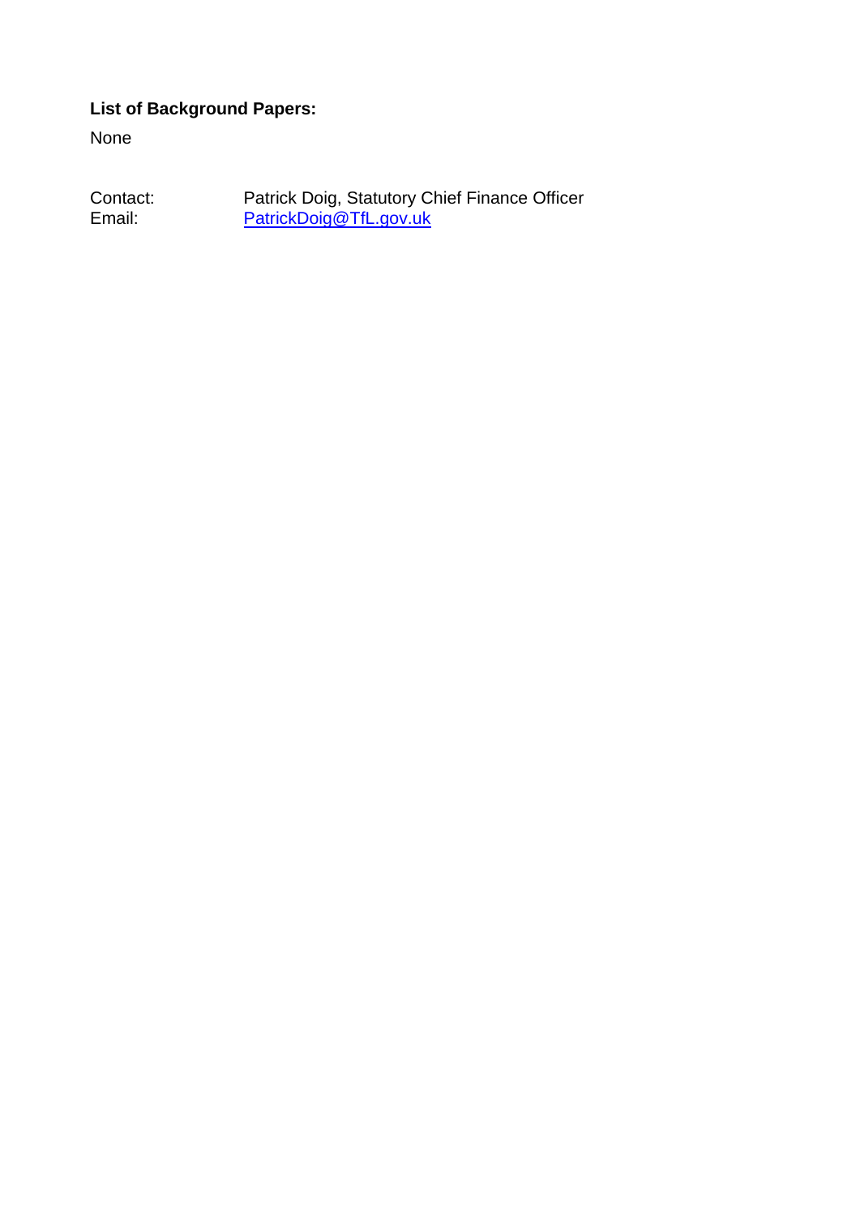**List of Background Papers:**

None

Contact: Patrick Doig, Statutory Chief Finance Officer
Email: PatrickDoig@TfL.gov.uk